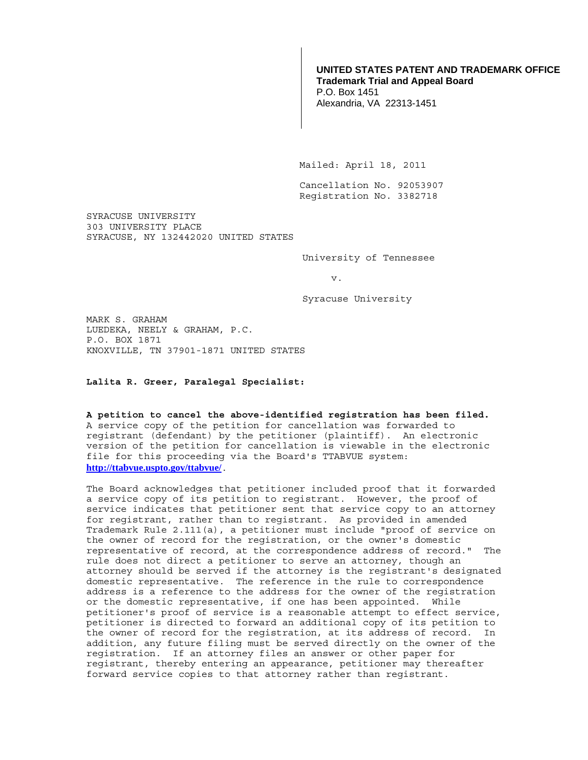**UNITED STATES PATENT AND TRADEMARK OFFICE**
**Trademark Trial and Appeal Board**
P.O. Box 1451
Alexandria, VA 22313-1451

Mailed: April 18, 2011

Cancellation No. 92053907
Registration No. 3382718

SYRACUSE UNIVERSITY
303 UNIVERSITY PLACE
SYRACUSE, NY 132442020 UNITED STATES

University of Tennessee

v.

Syracuse University

MARK S. GRAHAM
LUEDEKA, NEELY & GRAHAM, P.C.
P.O. BOX 1871
KNOXVILLE, TN 37901-1871 UNITED STATES

**Lalita R. Greer, Paralegal Specialist:**

**A petition to cancel the above-identified registration has been filed.** A service copy of the petition for cancellation was forwarded to registrant (defendant) by the petitioner (plaintiff). An electronic version of the petition for cancellation is viewable in the electronic file for this proceeding via the Board's TTABVUE system: **http://ttabvue.uspto.gov/ttabvue/**.

The Board acknowledges that petitioner included proof that it forwarded a service copy of its petition to registrant. However, the proof of service indicates that petitioner sent that service copy to an attorney for registrant, rather than to registrant. As provided in amended Trademark Rule 2.111(a), a petitioner must include "proof of service on the owner of record for the registration, or the owner's domestic representative of record, at the correspondence address of record." The rule does not direct a petitioner to serve an attorney, though an attorney should be served if the attorney is the registrant's designated domestic representative. The reference in the rule to correspondence address is a reference to the address for the owner of the registration or the domestic representative, if one has been appointed. While petitioner's proof of service is a reasonable attempt to effect service, petitioner is directed to forward an additional copy of its petition to the owner of record for the registration, at its address of record. In addition, any future filing must be served directly on the owner of the registration. If an attorney files an answer or other paper for registrant, thereby entering an appearance, petitioner may thereafter forward service copies to that attorney rather than registrant.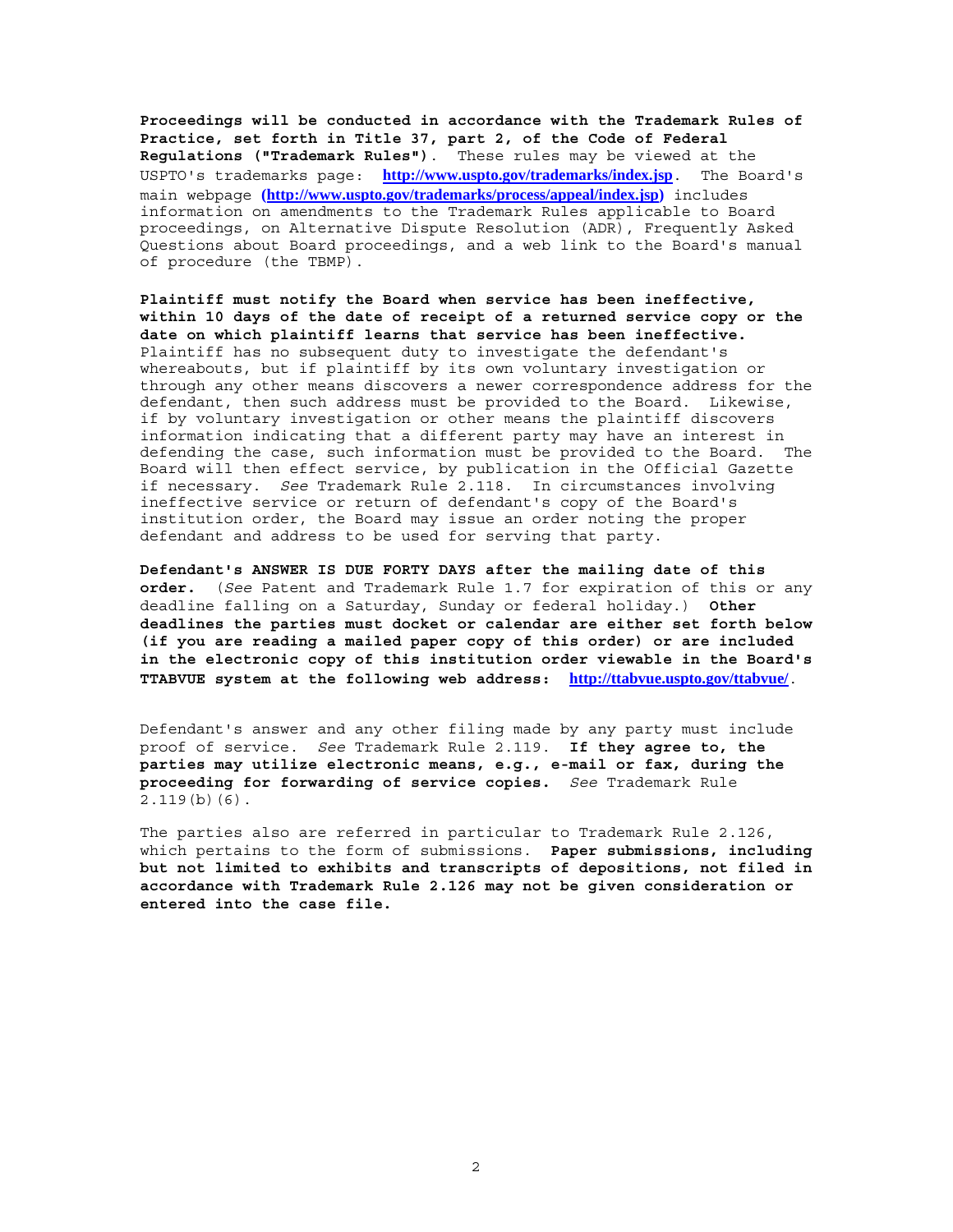**Proceedings will be conducted in accordance with the Trademark Rules of Practice, set forth in Title 37, part 2, of the Code of Federal Regulations ("Trademark Rules").** These rules may be viewed at the USPTO's trademarks page: **http://www.uspto.gov/trademarks/index.jsp**. The Board's main webpage **(http://www.uspto.gov/trademarks/process/appeal/index.jsp)** includes information on amendments to the Trademark Rules applicable to Board proceedings, on Alternative Dispute Resolution (ADR), Frequently Asked Questions about Board proceedings, and a web link to the Board's manual of procedure (the TBMP).

**Plaintiff must notify the Board when service has been ineffective, within 10 days of the date of receipt of a returned service copy or the date on which plaintiff learns that service has been ineffective.** Plaintiff has no subsequent duty to investigate the defendant's whereabouts, but if plaintiff by its own voluntary investigation or through any other means discovers a newer correspondence address for the defendant, then such address must be provided to the Board. Likewise, if by voluntary investigation or other means the plaintiff discovers information indicating that a different party may have an interest in defending the case, such information must be provided to the Board. The Board will then effect service, by publication in the Official Gazette if necessary. *See* Trademark Rule 2.118. In circumstances involving ineffective service or return of defendant's copy of the Board's institution order, the Board may issue an order noting the proper defendant and address to be used for serving that party.

**Defendant's ANSWER IS DUE FORTY DAYS after the mailing date of this order.** (*See* Patent and Trademark Rule 1.7 for expiration of this or any deadline falling on a Saturday, Sunday or federal holiday.) **Other deadlines the parties must docket or calendar are either set forth below (if you are reading a mailed paper copy of this order) or are included in the electronic copy of this institution order viewable in the Board's TTABVUE system at the following web address: http://ttabvue.uspto.gov/ttabvue/**.

Defendant's answer and any other filing made by any party must include proof of service. *See* Trademark Rule 2.119. **If they agree to, the parties may utilize electronic means, e.g., e-mail or fax, during the proceeding for forwarding of service copies.** *See* Trademark Rule 2.119(b)(6).

The parties also are referred in particular to Trademark Rule 2.126, which pertains to the form of submissions. **Paper submissions, including but not limited to exhibits and transcripts of depositions, not filed in accordance with Trademark Rule 2.126 may not be given consideration or entered into the case file.**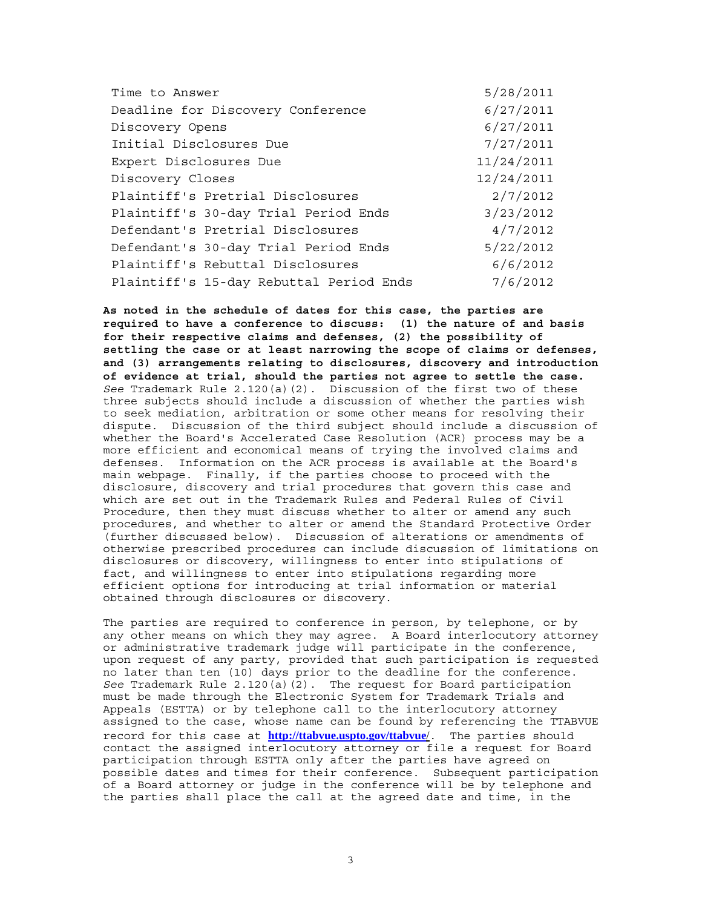| | |
|---|---|
| Time to Answer | 5/28/2011 |
| Deadline for Discovery Conference | 6/27/2011 |
| Discovery Opens | 6/27/2011 |
| Initial Disclosures Due | 7/27/2011 |
| Expert Disclosures Due | 11/24/2011 |
| Discovery Closes | 12/24/2011 |
| Plaintiff's Pretrial Disclosures | 2/7/2012 |
| Plaintiff's 30-day Trial Period Ends | 3/23/2012 |
| Defendant's Pretrial Disclosures | 4/7/2012 |
| Defendant's 30-day Trial Period Ends | 5/22/2012 |
| Plaintiff's Rebuttal Disclosures | 6/6/2012 |
| Plaintiff's 15-day Rebuttal Period Ends | 7/6/2012 |

**As noted in the schedule of dates for this case, the parties are required to have a conference to discuss: (1) the nature of and basis for their respective claims and defenses, (2) the possibility of settling the case or at least narrowing the scope of claims or defenses, and (3) arrangements relating to disclosures, discovery and introduction of evidence at trial, should the parties not agree to settle the case.** *See* Trademark Rule 2.120(a)(2). Discussion of the first two of these three subjects should include a discussion of whether the parties wish to seek mediation, arbitration or some other means for resolving their dispute. Discussion of the third subject should include a discussion of whether the Board's Accelerated Case Resolution (ACR) process may be a more efficient and economical means of trying the involved claims and defenses. Information on the ACR process is available at the Board's main webpage. Finally, if the parties choose to proceed with the disclosure, discovery and trial procedures that govern this case and which are set out in the Trademark Rules and Federal Rules of Civil Procedure, then they must discuss whether to alter or amend any such procedures, and whether to alter or amend the Standard Protective Order (further discussed below). Discussion of alterations or amendments of otherwise prescribed procedures can include discussion of limitations on disclosures or discovery, willingness to enter into stipulations of fact, and willingness to enter into stipulations regarding more efficient options for introducing at trial information or material obtained through disclosures or discovery.

The parties are required to conference in person, by telephone, or by any other means on which they may agree. A Board interlocutory attorney or administrative trademark judge will participate in the conference, upon request of any party, provided that such participation is requested no later than ten (10) days prior to the deadline for the conference. *See* Trademark Rule 2.120(a)(2). The request for Board participation must be made through the Electronic System for Trademark Trials and Appeals (ESTTA) or by telephone call to the interlocutory attorney assigned to the case, whose name can be found by referencing the TTABVUE record for this case at **http://ttabvue.uspto.gov/ttabvue/**. The parties should contact the assigned interlocutory attorney or file a request for Board participation through ESTTA only after the parties have agreed on possible dates and times for their conference. Subsequent participation of a Board attorney or judge in the conference will be by telephone and the parties shall place the call at the agreed date and time, in the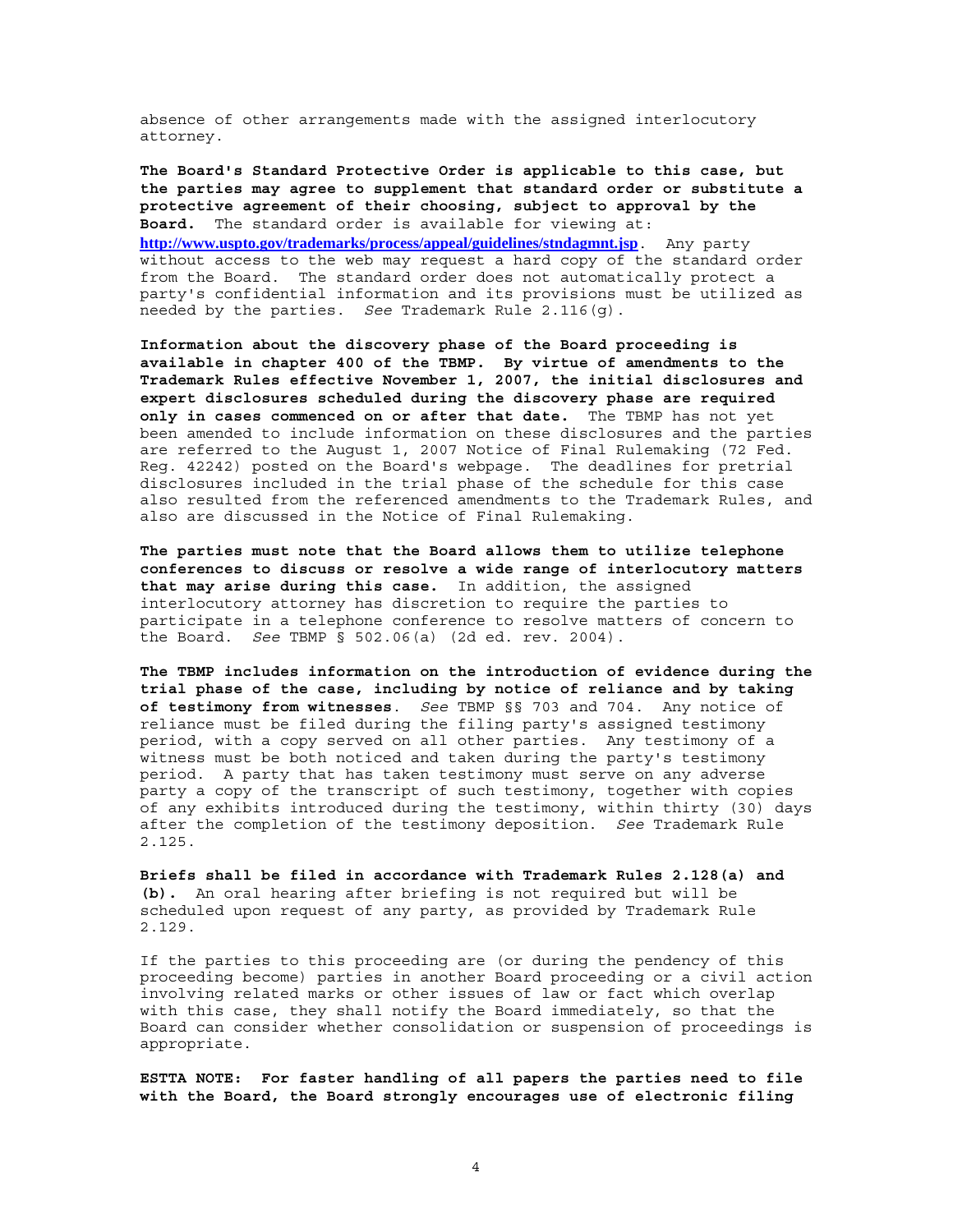absence of other arrangements made with the assigned interlocutory attorney.

**The Board's Standard Protective Order is applicable to this case, but the parties may agree to supplement that standard order or substitute a protective agreement of their choosing, subject to approval by the Board.** The standard order is available for viewing at: **http://www.uspto.gov/trademarks/process/appeal/guidelines/stndagmnt.jsp**. Any party without access to the web may request a hard copy of the standard order from the Board. The standard order does not automatically protect a party's confidential information and its provisions must be utilized as needed by the parties. *See* Trademark Rule 2.116(g).

**Information about the discovery phase of the Board proceeding is available in chapter 400 of the TBMP. By virtue of amendments to the Trademark Rules effective November 1, 2007, the initial disclosures and expert disclosures scheduled during the discovery phase are required only in cases commenced on or after that date.** The TBMP has not yet been amended to include information on these disclosures and the parties are referred to the August 1, 2007 Notice of Final Rulemaking (72 Fed. Reg. 42242) posted on the Board's webpage. The deadlines for pretrial disclosures included in the trial phase of the schedule for this case also resulted from the referenced amendments to the Trademark Rules, and also are discussed in the Notice of Final Rulemaking.

**The parties must note that the Board allows them to utilize telephone conferences to discuss or resolve a wide range of interlocutory matters that may arise during this case.** In addition, the assigned interlocutory attorney has discretion to require the parties to participate in a telephone conference to resolve matters of concern to the Board. *See* TBMP § 502.06(a) (2d ed. rev. 2004).

**The TBMP includes information on the introduction of evidence during the trial phase of the case, including by notice of reliance and by taking of testimony from witnesses**. *See* TBMP §§ 703 and 704. Any notice of reliance must be filed during the filing party's assigned testimony period, with a copy served on all other parties. Any testimony of a witness must be both noticed and taken during the party's testimony period. A party that has taken testimony must serve on any adverse party a copy of the transcript of such testimony, together with copies of any exhibits introduced during the testimony, within thirty (30) days after the completion of the testimony deposition. *See* Trademark Rule 2.125.

**Briefs shall be filed in accordance with Trademark Rules 2.128(a) and (b).** An oral hearing after briefing is not required but will be scheduled upon request of any party, as provided by Trademark Rule 2.129.

If the parties to this proceeding are (or during the pendency of this proceeding become) parties in another Board proceeding or a civil action involving related marks or other issues of law or fact which overlap with this case, they shall notify the Board immediately, so that the Board can consider whether consolidation or suspension of proceedings is appropriate.

**ESTTA NOTE: For faster handling of all papers the parties need to file with the Board, the Board strongly encourages use of electronic filing**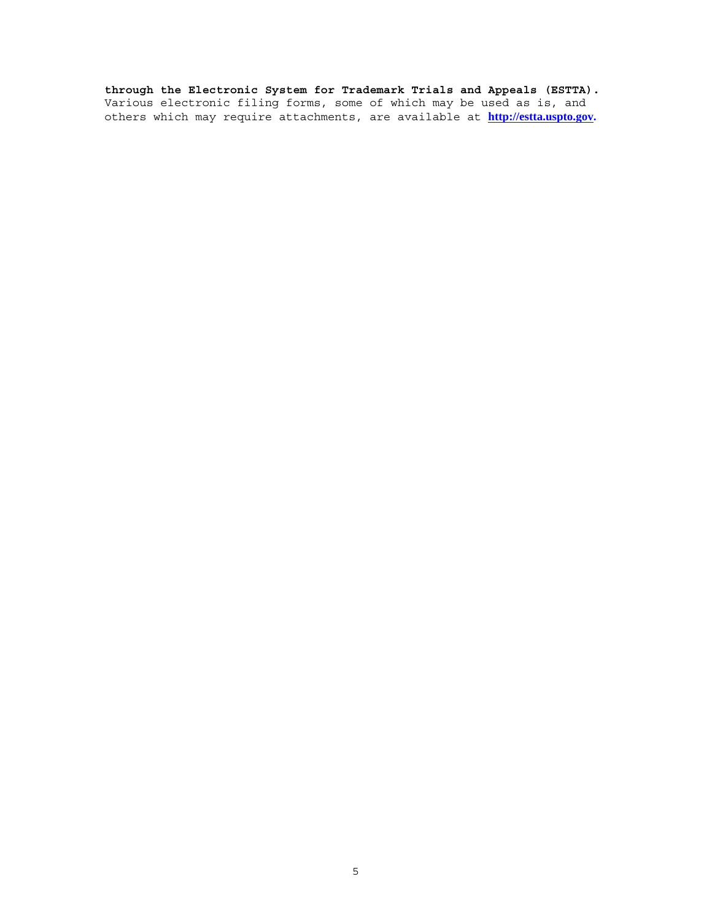**through the Electronic System for Trademark Trials and Appeals (ESTTA).** Various electronic filing forms, some of which may be used as is, and others which may require attachments, are available at **http://estta.uspto.gov.**